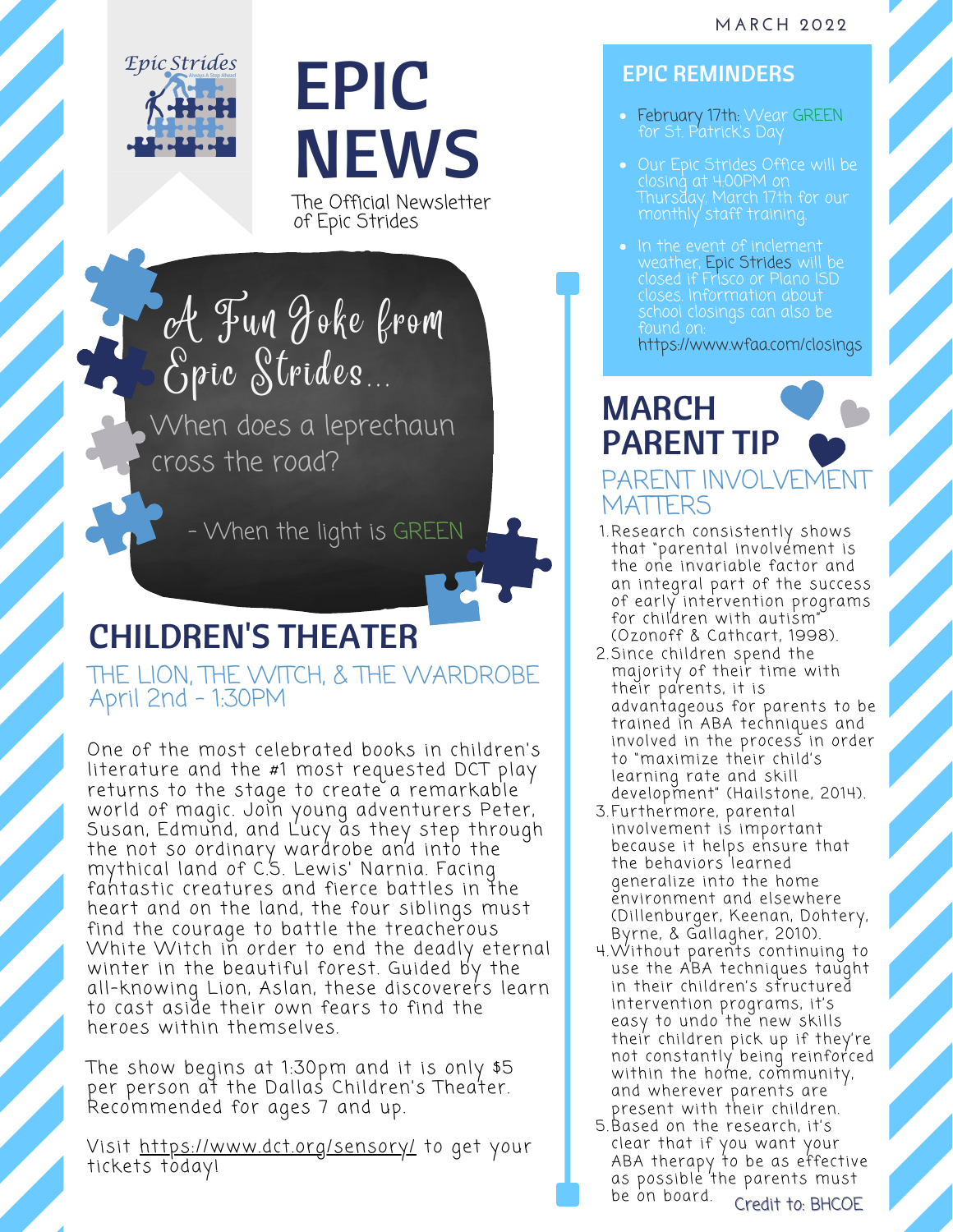MARCH 2022

Epic Strides

Always A Step Ahead

# EPIC NEWS

The Official Newsletter of Epic Strides

## A Fun Joke from Epic Strides...

When does a leprechaun cross the road?

- When the light is GREEN

## CHILDREN'S THEATER

### THE LION, THE WITCH, & THE WARDROBE
April 2nd - 1:30PM

One of the most celebrated books in children's literature and the #1 most requested DCT play returns to the stage to create a remarkable world of magic. Join young adventurers Peter, Susan, Edmund, and Lucy as they step through the not so ordinary wardrobe and into the mythical land of C.S. Lewis' Narnia. Facing fantastic creatures and fierce battles in the heart and on the land, the four siblings must find the courage to battle the treacherous White Witch in order to end the deadly eternal winter in the beautiful forest. Guided by the all-knowing Lion, Aslan, these discoverers learn to cast aside their own fears to find the heroes within themselves.

The show begins at 1:30pm and it is only $5 per person at the Dallas Children's Theater. Recommended for ages 7 and up.

Visit https://www.dct.org/sensory/ to get your tickets today!

## EPIC REMINDERS

- February 17th: Wear GREEN for St. Patrick's Day
- Our Epic Strides Office will be closing at 4:00PM on Thursday, March 17th for our monthly staff training.
- In the event of inclement weather, Epic Strides will be closed if Frisco or Plano ISD closes. Information about school closings can also be found on: https://www.wfaa.com/closings

## MARCH PARENT TIP

### PARENT INVOLVEMENT MATTERS

1. Research consistently shows that "parental involvement is the one invariable factor and an integral part of the success of early intervention programs for children with autism" (Ozonoff & Cathcart, 1998).
2. Since children spend the majority of their time with their parents, it is advantageous for parents to be trained in ABA techniques and involved in the process in order to "maximize their child's learning rate and skill development" (Hailstone, 2014).
3. Furthermore, parental involvement is important because it helps ensure that the behaviors learned generalize into the home environment and elsewhere (Dillenburger, Keenan, Dohtery, Byrne, & Gallagher, 2010).
4. Without parents continuing to use the ABA techniques taught in their children's structured intervention programs, it's easy to undo the new skills their children pick up if they're not constantly being reinforced within the home, community, and wherever parents are present with their children.
5. Based on the research, it's clear that if you want your ABA therapy to be as effective as possible the parents must be on board.

Credit to: BHCOE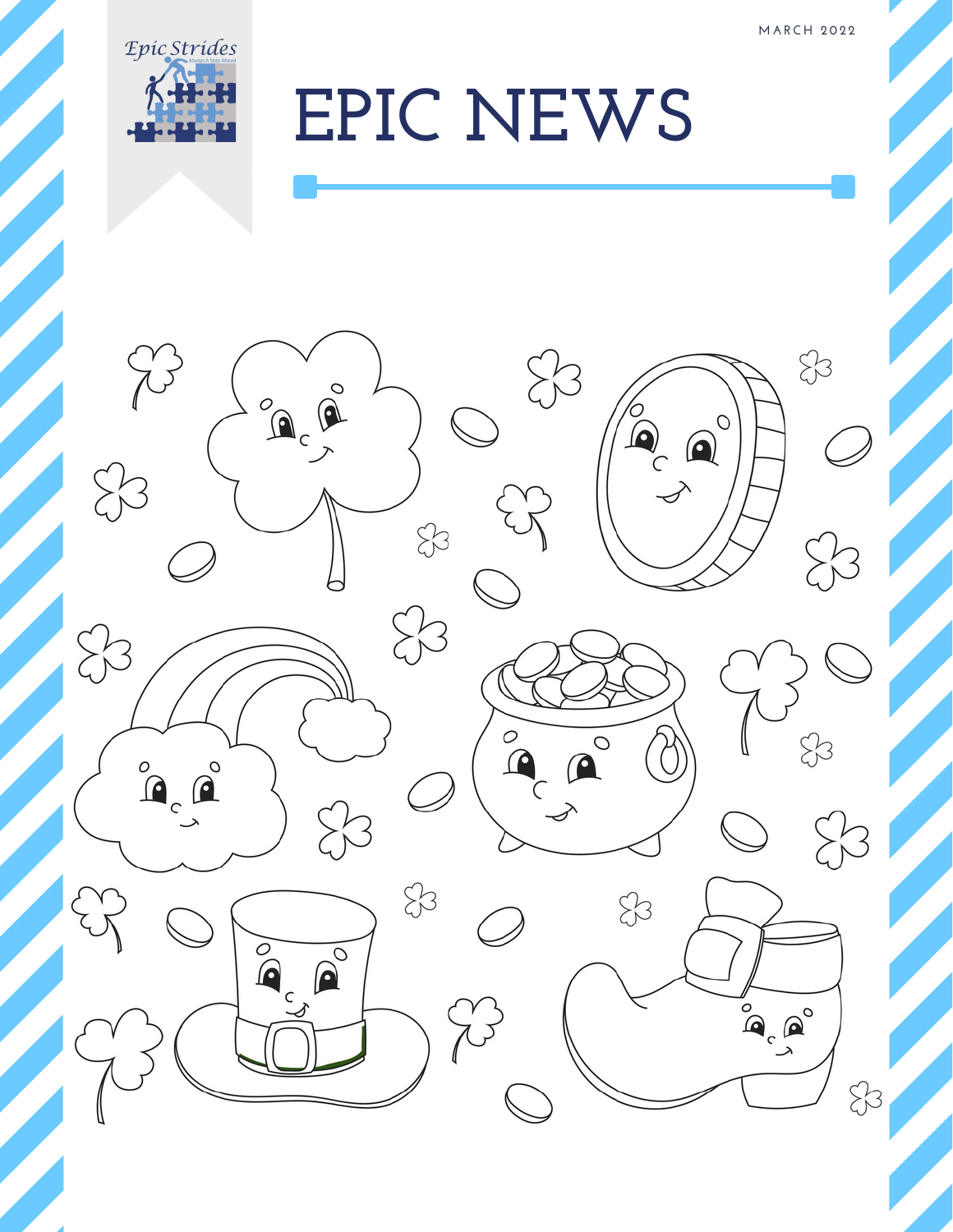MARCH 2022

# EPIC NEWS